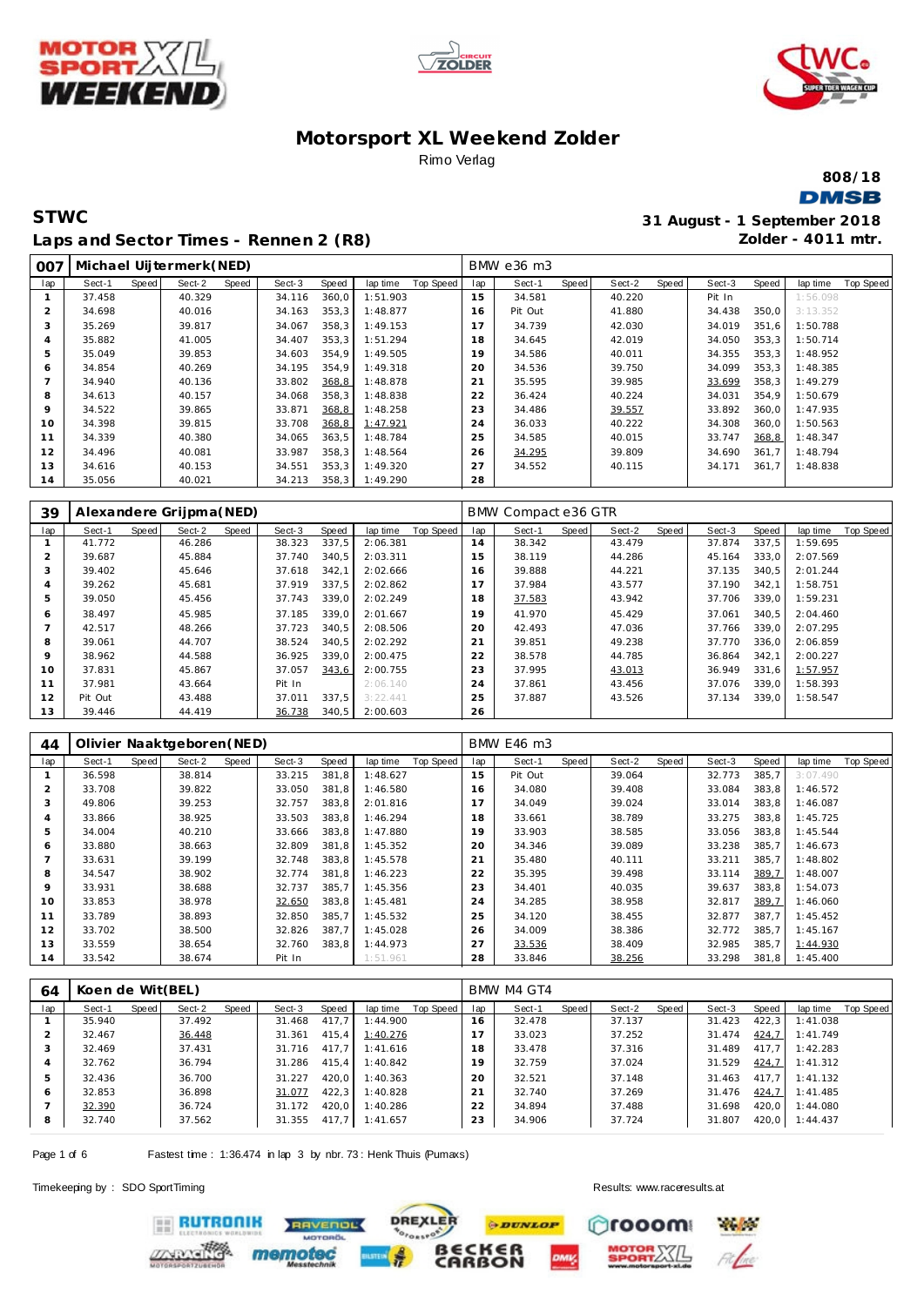# Motorsport XL Weekend Zolder

Rimo Verlag

808/18

**STWC**

**31 August - 1 September 2018**

**Laps and Sector Times - Rennen 2 (R8)**

**Zolder - 4011 mtr.**

| 007 | Michael Uijtermerk(NED) | | | | | | | | BMW e36 m3 | | | | | | | | |
|---|---|---|---|---|---|---|---|---|---|---|---|---|---|---|---|---|---|
| lap | Sect-1 | Speed | Sect-2 | Speed | Sect-3 | Speed | lap time | Top Speed | lap | Sect-1 | Speed | Sect-2 | Speed | Sect-3 | Speed | lap time | Top Speed |
| 1 | 37.458 | | 40.329 | | 34.116 | 360,0 | 1:51.903 | | 15 | 34.581 | | 40.220 | | Pit In | | 1:56.098 | |
| 2 | 34.698 | | 40.016 | | 34.163 | 353,3 | 1:48.877 | | 16 | Pit Out | | 41.880 | | 34.438 | 350,0 | 3:13.352 | |
| 3 | 35.269 | | 39.817 | | 34.067 | 358,3 | 1:49.153 | | 17 | 34.739 | | 42.030 | | 34.019 | 351,6 | 1:50.788 | |
| 4 | 35.882 | | 41.005 | | 34.407 | 353,3 | 1:51.294 | | 18 | 34.645 | | 42.019 | | 34.050 | 353,3 | 1:50.714 | |
| 5 | 35.049 | | 39.853 | | 34.603 | 354,9 | 1:49.505 | | 19 | 34.586 | | 40.011 | | 34.355 | 353,3 | 1:48.952 | |
| 6 | 34.854 | | 40.269 | | 34.195 | 354,9 | 1:49.318 | | 20 | 34.536 | | 39.750 | | 34.099 | 353,3 | 1:48.385 | |
| 7 | 34.940 | | 40.136 | | 33.802 | 368,8 | 1:48.878 | | 21 | 35.595 | | 39.985 | | 33.699 | 358,3 | 1:49.279 | |
| 8 | 34.613 | | 40.157 | | 34.068 | 358,3 | 1:48.838 | | 22 | 36.424 | | 40.224 | | 34.031 | 354,9 | 1:50.679 | |
| 9 | 34.522 | | 39.865 | | 33.871 | 368,8 | 1:48.258 | | 23 | 34.486 | | 39.557 | | 33.892 | 360,0 | 1:47.935 | |
| 10 | 34.398 | | 39.815 | | 33.708 | 368,8 | 1:47.921 | | 24 | 36.033 | | 40.222 | | 34.308 | 360,0 | 1:50.563 | |
| 11 | 34.339 | | 40.380 | | 34.065 | 363,5 | 1:48.784 | | 25 | 34.585 | | 40.015 | | 33.747 | 368,8 | 1:48.347 | |
| 12 | 34.496 | | 40.081 | | 33.987 | 358,3 | 1:48.564 | | 26 | 34.295 | | 39.809 | | 34.690 | 361,7 | 1:48.794 | |
| 13 | 34.616 | | 40.153 | | 34.551 | 353,3 | 1:49.320 | | 27 | 34.552 | | 40.115 | | 34.171 | 361,7 | 1:48.838 | |
| 14 | 35.056 | | 40.021 | | 34.213 | 358,3 | 1:49.290 | | 28 | | | | | | | | |

| 39 | Alexandere Grijpma(NED) | | | | | | | | BMW Compact e36 GTR | | | | | | | | |
|---|---|---|---|---|---|---|---|---|---|---|---|---|---|---|---|---|---|
| lap | Sect-1 | Speed | Sect-2 | Speed | Sect-3 | Speed | lap time | Top Speed | lap | Sect-1 | Speed | Sect-2 | Speed | Sect-3 | Speed | lap time | Top Speed |
| 1 | 41.772 | | 46.286 | | 38.323 | 337,5 | 2:06.381 | | 14 | 38.342 | | 43.479 | | 37.874 | 337,5 | 1:59.695 | |
| 2 | 39.687 | | 45.884 | | 37.740 | 340,5 | 2:03.311 | | 15 | 38.119 | | 44.286 | | 45.164 | 333,0 | 2:07.569 | |
| 3 | 39.402 | | 45.646 | | 37.618 | 342,1 | 2:02.666 | | 16 | 39.888 | | 44.221 | | 37.135 | 340,5 | 2:01.244 | |
| 4 | 39.262 | | 45.681 | | 37.919 | 337,5 | 2:02.862 | | 17 | 37.984 | | 43.577 | | 37.190 | 342,1 | 1:58.751 | |
| 5 | 39.050 | | 45.456 | | 37.743 | 339,0 | 2:02.249 | | 18 | 37.583 | | 43.942 | | 37.706 | 339,0 | 1:59.231 | |
| 6 | 38.497 | | 45.985 | | 37.185 | 339,0 | 2:01.667 | | 19 | 41.970 | | 45.429 | | 37.061 | 340,5 | 2:04.460 | |
| 7 | 42.517 | | 48.266 | | 37.723 | 340,5 | 2:08.506 | | 20 | 42.493 | | 47.036 | | 37.766 | 339,0 | 2:07.295 | |
| 8 | 39.061 | | 44.707 | | 38.524 | 340,5 | 2:02.292 | | 21 | 39.851 | | 49.238 | | 37.770 | 336,0 | 2:06.859 | |
| 9 | 38.962 | | 44.588 | | 36.925 | 339,0 | 2:00.475 | | 22 | 38.578 | | 44.785 | | 36.864 | 342,1 | 2:00.227 | |
| 10 | 37.831 | | 45.867 | | 37.057 | 343,6 | 2:00.755 | | 23 | 37.995 | | 43.013 | | 36.949 | 331,6 | 1:57.957 | |
| 11 | 37.981 | | 43.664 | | Pit In | | 2:06.140 | | 24 | 37.861 | | 43.456 | | 37.076 | 339,0 | 1:58.393 | |
| 12 | Pit Out | | 43.488 | | 37.011 | 337,5 | 3:22.441 | | 25 | 37.887 | | 43.526 | | 37.134 | 339,0 | 1:58.547 | |
| 13 | 39.446 | | 44.419 | | 36.738 | 340,5 | 2:00.603 | | 26 | | | | | | | | |

| 44 | Olivier Naaktgeboren(NED) | | | | | | | | BMW E46 m3 | | | | | | | | |
|---|---|---|---|---|---|---|---|---|---|---|---|---|---|---|---|---|---|
| lap | Sect-1 | Speed | Sect-2 | Speed | Sect-3 | Speed | lap time | Top Speed | lap | Sect-1 | Speed | Sect-2 | Speed | Sect-3 | Speed | lap time | Top Speed |
| 1 | 36.598 | | 38.814 | | 33.215 | 381,8 | 1:48.627 | | 15 | Pit Out | | 39.064 | | 32.773 | 385,7 | 3:07.490 | |
| 2 | 33.708 | | 39.822 | | 33.050 | 381,8 | 1:46.580 | | 16 | 34.080 | | 39.408 | | 33.084 | 383,8 | 1:46.572 | |
| 3 | 49.806 | | 39.253 | | 32.757 | 383,8 | 2:01.816 | | 17 | 34.049 | | 39.024 | | 33.014 | 383,8 | 1:46.087 | |
| 4 | 33.866 | | 38.925 | | 33.503 | 383,8 | 1:46.294 | | 18 | 33.661 | | 38.789 | | 33.275 | 383,8 | 1:45.725 | |
| 5 | 34.004 | | 40.210 | | 33.666 | 383,8 | 1:47.880 | | 19 | 33.903 | | 38.585 | | 33.056 | 383,8 | 1:45.544 | |
| 6 | 33.880 | | 38.663 | | 32.809 | 381,8 | 1:45.352 | | 20 | 34.346 | | 39.089 | | 33.238 | 385,7 | 1:46.673 | |
| 7 | 33.631 | | 39.199 | | 32.748 | 383,8 | 1:45.578 | | 21 | 35.480 | | 40.111 | | 33.211 | 385,7 | 1:48.802 | |
| 8 | 34.547 | | 38.902 | | 32.774 | 381,8 | 1:46.223 | | 22 | 35.395 | | 39.498 | | 33.114 | 389,7 | 1:48.007 | |
| 9 | 33.931 | | 38.688 | | 32.737 | 385,7 | 1:45.356 | | 23 | 34.401 | | 40.035 | | 39.637 | 383,8 | 1:54.073 | |
| 10 | 33.853 | | 38.978 | | 32.650 | 383,8 | 1:45.481 | | 24 | 34.285 | | 38.958 | | 32.817 | 389,7 | 1:46.060 | |
| 11 | 33.789 | | 38.893 | | 32.850 | 385,7 | 1:45.532 | | 25 | 34.120 | | 38.455 | | 32.877 | 387,7 | 1:45.452 | |
| 12 | 33.702 | | 38.500 | | 32.826 | 387,7 | 1:45.028 | | 26 | 34.009 | | 38.386 | | 32.772 | 385,7 | 1:45.167 | |
| 13 | 33.559 | | 38.654 | | 32.760 | 383,8 | 1:44.973 | | 27 | 33.536 | | 38.409 | | 32.985 | 385,7 | 1:44.930 | |
| 14 | 33.542 | | 38.674 | | Pit In | | 1:51.961 | | 28 | 33.846 | | 38.256 | | 33.298 | 381,8 | 1:45.400 | |

| 64 | Koen de Wit(BEL) | | | | | | | | BMW M4 GT4 | | | | | | | | |
|---|---|---|---|---|---|---|---|---|---|---|---|---|---|---|---|---|---|
| lap | Sect-1 | Speed | Sect-2 | Speed | Sect-3 | Speed | lap time | Top Speed | lap | Sect-1 | Speed | Sect-2 | Speed | Sect-3 | Speed | lap time | Top Speed |
| 1 | 35.940 | | 37.492 | | 31.468 | 417,7 | 1:44.900 | | 16 | 32.478 | | 37.137 | | 31.423 | 422,3 | 1:41.038 | |
| 2 | 32.467 | | 36.448 | | 31.361 | 415,4 | 1:40.276 | | 17 | 33.023 | | 37.252 | | 31.474 | 424,7 | 1:41.749 | |
| 3 | 32.469 | | 37.431 | | 31.716 | 417,7 | 1:41.616 | | 18 | 33.478 | | 37.316 | | 31.489 | 417,7 | 1:42.283 | |
| 4 | 32.762 | | 36.794 | | 31.286 | 415,4 | 1:40.842 | | 19 | 32.759 | | 37.024 | | 31.529 | 424,7 | 1:41.312 | |
| 5 | 32.436 | | 36.700 | | 31.227 | 420,0 | 1:40.363 | | 20 | 32.521 | | 37.148 | | 31.463 | 417,7 | 1:41.132 | |
| 6 | 32.853 | | 36.898 | | 31.077 | 422,3 | 1:40.828 | | 21 | 32.740 | | 37.269 | | 31.476 | 424,7 | 1:41.485 | |
| 7 | 32.390 | | 36.724 | | 31.172 | 420,0 | 1:40.286 | | 22 | 34.894 | | 37.488 | | 31.698 | 420,0 | 1:44.080 | |
| 8 | 32.740 | | 37.562 | | 31.355 | 417,7 | 1:41.657 | | 23 | 34.906 | | 37.724 | | 31.807 | 420,0 | 1:44.437 | |

Fastest time : 1:36.474 in lap 3 by nbr. 73 : Henk Thuis (Pumaxs)

Timekeeping by : SDO SportTiming

Results: www.raceresults.at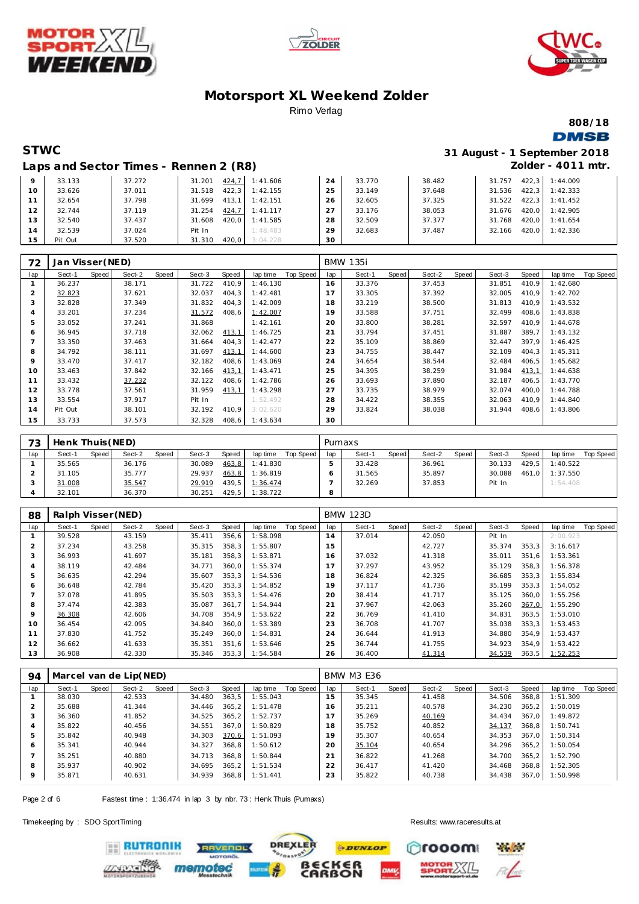# Motorsport XL Weekend Zolder

Rimo Verlag

808/18

## STWC

31 August - 1 September 2018

## Laps and Sector Times - Rennen 2 (R8)

Zolder - 4011 mtr.

| lap | Sect-1 | Speed | Sect-2 | Speed | Sect-3 | Speed | lap time | Top Speed | lap | Sect-1 | Speed | Sect-2 | Speed | Sect-3 | Speed | lap time | Top Speed |
|---|---|---|---|---|---|---|---|---|---|---|---|---|---|---|---|---|---|
| 9 | 33.133 | | 37.272 | | 31.201 | 424,7 | 1:41.606 | | 24 | 33.770 | | 38.482 | | 31.757 | 422,3 | 1:44.009 | |
| 10 | 33.626 | | 37.011 | | 31.518 | 422,3 | 1:42.155 | | 25 | 33.149 | | 37.648 | | 31.536 | 422,3 | 1:42.333 | |
| 11 | 32.654 | | 37.798 | | 31.699 | 413,1 | 1:42.151 | | 26 | 32.605 | | 37.325 | | 31.522 | 422,3 | 1:41.452 | |
| 12 | 32.744 | | 37.119 | | 31.254 | 424,7 | 1:41.117 | | 27 | 33.176 | | 38.053 | | 31.676 | 420,0 | 1:42.905 | |
| 13 | 32.540 | | 37.437 | | 31.608 | 420,0 | 1:41.585 | | 28 | 32.509 | | 37.377 | | 31.768 | 420,0 | 1:41.654 | |
| 14 | 32.539 | | 37.024 | | Pit In | | 1:48.483 | | 29 | 32.683 | | 37.487 | | 32.166 | 420,0 | 1:42.336 | |
| 15 | Pit Out | | 37.520 | | 31.310 | 420,0 | 3:04.228 | | 30 | | | | | | | | |

| 72 | Jan Visser(NED) | | | | | | | | BMW 135i | | | | | | | | |
|---|---|---|---|---|---|---|---|---|---|---|---|---|---|---|---|---|---|
| lap | Sect-1 | Speed | Sect-2 | Speed | Sect-3 | Speed | lap time | Top Speed | lap | Sect-1 | Speed | Sect-2 | Speed | Sect-3 | Speed | lap time | Top Speed |
| 1 | 36.237 | | 38.171 | | 31.722 | 410,9 | 1:46.130 | | 16 | 33.376 | | 37.453 | | 31.851 | 410,9 | 1:42.680 | |
| 2 | 32.823 | | 37.621 | | 32.037 | 404,3 | 1:42.481 | | 17 | 33.305 | | 37.392 | | 32.005 | 410,9 | 1:42.702 | |
| 3 | 32.828 | | 37.349 | | 31.832 | 404,3 | 1:42.009 | | 18 | 33.219 | | 38.500 | | 31.813 | 410,9 | 1:43.532 | |
| 4 | 33.201 | | 37.234 | | 31.572 | 408,6 | 1:42.007 | | 19 | 33.588 | | 37.751 | | 32.499 | 408,6 | 1:43.838 | |
| 5 | 33.052 | | 37.241 | | 31.868 | | 1:42.161 | | 20 | 33.800 | | 38.281 | | 32.597 | 410,9 | 1:44.678 | |
| 6 | 36.945 | | 37.718 | | 32.062 | 413,1 | 1:46.725 | | 21 | 33.794 | | 37.451 | | 31.887 | 389,7 | 1:43.132 | |
| 7 | 33.350 | | 37.463 | | 31.664 | 404,3 | 1:42.477 | | 22 | 35.109 | | 38.869 | | 32.447 | 397,9 | 1:46.425 | |
| 8 | 34.792 | | 38.111 | | 31.697 | 413,1 | 1:44.600 | | 23 | 34.755 | | 38.447 | | 32.109 | 404,3 | 1:45.311 | |
| 9 | 33.470 | | 37.417 | | 32.182 | 408,6 | 1:43.069 | | 24 | 34.654 | | 38.544 | | 32.484 | 406,5 | 1:45.682 | |
| 10 | 33.463 | | 37.842 | | 32.166 | 413,1 | 1:43.471 | | 25 | 34.395 | | 38.259 | | 31.984 | 413,1 | 1:44.638 | |
| 11 | 33.432 | | 37.232 | | 32.122 | 408,6 | 1:42.786 | | 26 | 33.693 | | 37.890 | | 32.187 | 406,5 | 1:43.770 | |
| 12 | 33.778 | | 37.561 | | 31.959 | 413,1 | 1:43.298 | | 27 | 33.735 | | 38.979 | | 32.074 | 400,0 | 1:44.788 | |
| 13 | 33.554 | | 37.917 | | Pit In | | 1:52.492 | | 28 | 34.422 | | 38.355 | | 32.063 | 410,9 | 1:44.840 | |
| 14 | Pit Out | | 38.101 | | 32.192 | 410,9 | 3:02.620 | | 29 | 33.824 | | 38.038 | | 31.944 | 408,6 | 1:43.806 | |
| 15 | 33.733 | | 37.573 | | 32.328 | 408,6 | 1:43.634 | | 30 | | | | | | | | |

| 73 | Henk Thuis(NED) | | | | | | | | Pumaxs | | | | | | | | |
|---|---|---|---|---|---|---|---|---|---|---|---|---|---|---|---|---|---|
| lap | Sect-1 | Speed | Sect-2 | Speed | Sect-3 | Speed | lap time | Top Speed | lap | Sect-1 | Speed | Sect-2 | Speed | Sect-3 | Speed | lap time | Top Speed |
| 1 | 35.565 | | 36.176 | | 30.089 | 463,8 | 1:41.830 | | 5 | 33.428 | | 36.961 | | 30.133 | 429,5 | 1:40.522 | |
| 2 | 31.105 | | 35.777 | | 29.937 | 463,8 | 1:36.819 | | 6 | 31.565 | | 35.897 | | 30.088 | 461,0 | 1:37.550 | |
| 3 | 31.008 | | 35.547 | | 29.919 | 439,5 | 1:36.474 | | 7 | 32.269 | | 37.853 | | Pit In | | 1:54.408 | |
| 4 | 32.101 | | 36.370 | | 30.251 | 429,5 | 1:38.722 | | 8 | | | | | | | | |

| 88 | Ralph Visser(NED) | | | | | | | | BMW 123D | | | | | | | | |
|---|---|---|---|---|---|---|---|---|---|---|---|---|---|---|---|---|---|
| lap | Sect-1 | Speed | Sect-2 | Speed | Sect-3 | Speed | lap time | Top Speed | lap | Sect-1 | Speed | Sect-2 | Speed | Sect-3 | Speed | lap time | Top Speed |
| 1 | 39.528 | | 43.159 | | 35.411 | 356,6 | 1:58.098 | | 14 | 37.014 | | 42.050 | | Pit In | | 2:00.923 | |
| 2 | 37.234 | | 43.258 | | 35.315 | 358,3 | 1:55.807 | | 15 | | | 42.727 | | 35.374 | 353,3 | 3:16.617 | |
| 3 | 36.993 | | 41.697 | | 35.181 | 358,3 | 1:53.871 | | 16 | 37.032 | | 41.318 | | 35.011 | 351,6 | 1:53.361 | |
| 4 | 38.119 | | 42.484 | | 34.771 | 360,0 | 1:55.374 | | 17 | 37.297 | | 43.952 | | 35.129 | 358,3 | 1:56.378 | |
| 5 | 36.635 | | 42.294 | | 35.607 | 353,3 | 1:54.536 | | 18 | 36.824 | | 42.325 | | 36.685 | 353,3 | 1:55.834 | |
| 6 | 36.648 | | 42.784 | | 35.420 | 353,3 | 1:54.852 | | 19 | 37.117 | | 41.736 | | 35.199 | 353,3 | 1:54.052 | |
| 7 | 37.078 | | 41.895 | | 35.503 | 353,3 | 1:54.476 | | 20 | 38.414 | | 41.717 | | 35.125 | 360,0 | 1:55.256 | |
| 8 | 37.474 | | 42.383 | | 35.087 | 361,7 | 1:54.944 | | 21 | 37.967 | | 42.063 | | 35.260 | 367,0 | 1:55.290 | |
| 9 | 36.308 | | 42.606 | | 34.708 | 354,9 | 1:53.622 | | 22 | 36.769 | | 41.410 | | 34.831 | 363,5 | 1:53.010 | |
| 10 | 36.454 | | 42.095 | | 34.840 | 360,0 | 1:53.389 | | 23 | 36.708 | | 41.707 | | 35.038 | 353,3 | 1:53.453 | |
| 11 | 37.830 | | 41.752 | | 35.249 | 360,0 | 1:54.831 | | 24 | 36.644 | | 41.913 | | 34.880 | 354,9 | 1:53.437 | |
| 12 | 36.662 | | 41.633 | | 35.351 | 351,6 | 1:53.646 | | 25 | 36.744 | | 41.755 | | 34.923 | 354,9 | 1:53.422 | |
| 13 | 36.908 | | 42.330 | | 35.346 | 353,3 | 1:54.584 | | 26 | 36.400 | | 41.314 | | 34.539 | 363,5 | 1:52.253 | |

| 94 | Marcel van de Lip(NED) | | | | | | | | BMW M3 E36 | | | | | | | | |
|---|---|---|---|---|---|---|---|---|---|---|---|---|---|---|---|---|---|
| lap | Sect-1 | Speed | Sect-2 | Speed | Sect-3 | Speed | lap time | Top Speed | lap | Sect-1 | Speed | Sect-2 | Speed | Sect-3 | Speed | lap time | Top Speed |
| 1 | 38.030 | | 42.533 | | 34.480 | 363,5 | 1:55.043 | | 15 | 35.345 | | 41.458 | | 34.506 | 368,8 | 1:51.309 | |
| 2 | 35.688 | | 41.344 | | 34.446 | 365,2 | 1:51.478 | | 16 | 35.211 | | 40.578 | | 34.230 | 365,2 | 1:50.019 | |
| 3 | 36.360 | | 41.852 | | 34.525 | 365,2 | 1:52.737 | | 17 | 35.269 | | 40.169 | | 34.434 | 367,0 | 1:49.872 | |
| 4 | 35.822 | | 40.456 | | 34.551 | 367,0 | 1:50.829 | | 18 | 35.752 | | 40.852 | | 34.137 | 368,8 | 1:50.741 | |
| 5 | 35.842 | | 40.948 | | 34.303 | 370,6 | 1:51.093 | | 19 | 35.307 | | 40.654 | | 34.353 | 367,0 | 1:50.314 | |
| 6 | 35.341 | | 40.944 | | 34.327 | 368,8 | 1:50.612 | | 20 | 35.104 | | 40.654 | | 34.296 | 365,2 | 1:50.054 | |
| 7 | 35.251 | | 40.880 | | 34.713 | 368,8 | 1:50.844 | | 21 | 36.822 | | 41.268 | | 34.700 | 365,2 | 1:52.790 | |
| 8 | 35.937 | | 40.902 | | 34.695 | 365,2 | 1:51.534 | | 22 | 36.417 | | 41.420 | | 34.468 | 368,8 | 1:52.305 | |
| 9 | 35.871 | | 40.631 | | 34.939 | 368,8 | 1:51.441 | | 23 | 35.822 | | 40.738 | | 34.438 | 367,0 | 1:50.998 | |

Fastest time : 1:36.474 in lap 3 by nbr. 73 : Henk Thuis (Pumaxs)

Timekeeping by : SDO SportTiming

Results: www.raceresults.at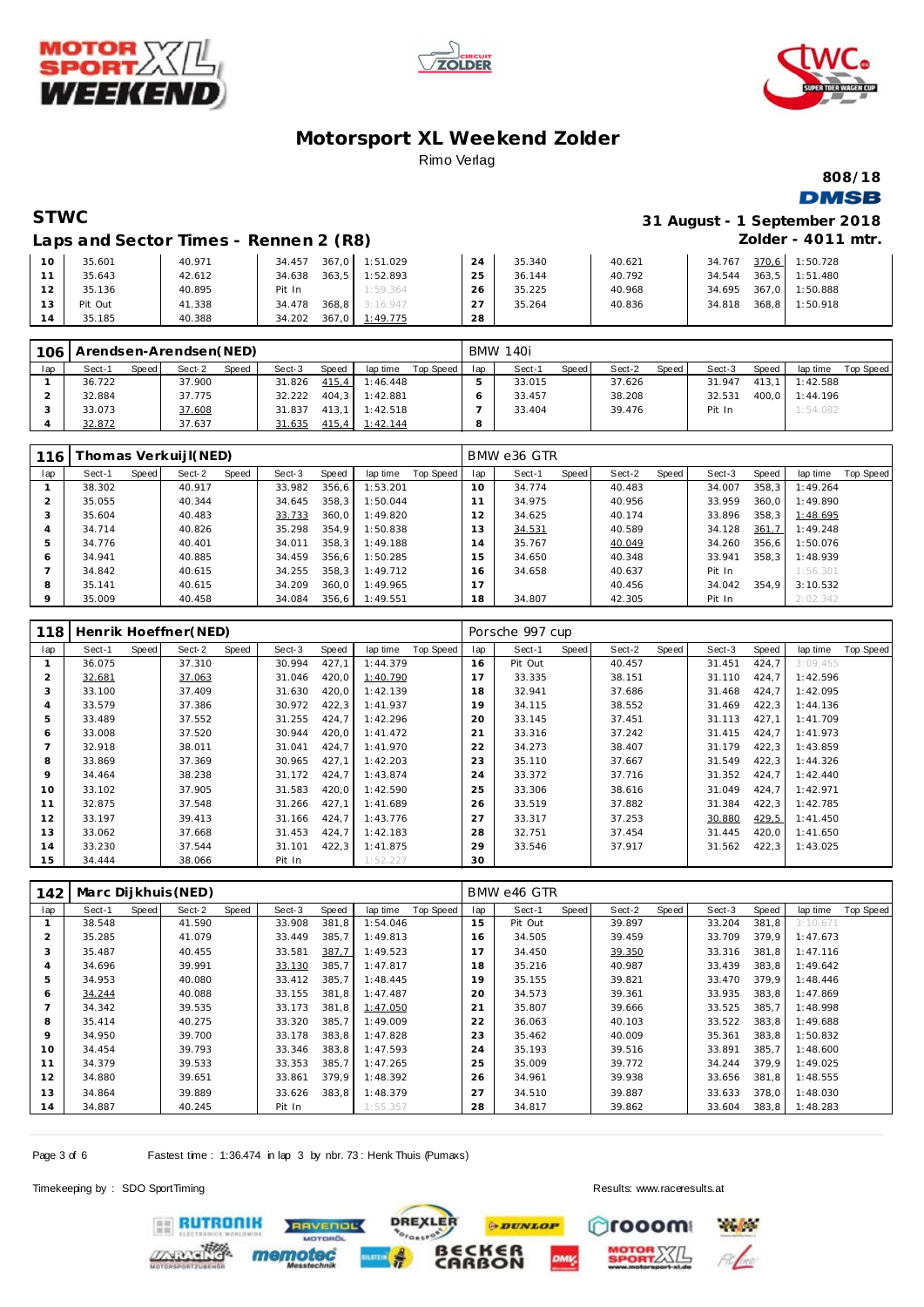# Motorsport XL Weekend Zolder

Rimo Verlag

808/18

**STWC** — 31 August - 1 September 2018

## Laps and Sector Times - Rennen 2 (R8)

Zolder - 4011 mtr.

| lap | Sect-1 | Speed | Sect-2 | Speed | Sect-3 | Speed | lap time | Top Speed | lap | Sect-1 | Speed | Sect-2 | Speed | Sect-3 | Speed | lap time | Top Speed |
|---|---|---|---|---|---|---|---|---|---|---|---|---|---|---|---|---|---|
| 10 | 35.601 | | 40.971 | | 34.457 | 367,0 | 1:51.029 | | 24 | 35.340 | | 40.621 | | 34.767 | 370,6 | 1:50.728 | |
| 11 | 35.643 | | 42.612 | | 34.638 | 363,5 | 1:52.893 | | 25 | 36.144 | | 40.792 | | 34.544 | 363,5 | 1:51.480 | |
| 12 | 35.136 | | 40.895 | | Pit In | | 1:59.364 | | 26 | 35.225 | | 40.968 | | 34.695 | 367,0 | 1:50.888 | |
| 13 | Pit Out | | 41.338 | | 34.478 | 368,8 | 3:16.947 | | 27 | 35.264 | | 40.836 | | 34.818 | 368,8 | 1:50.918 | |
| 14 | 35.185 | | 40.388 | | 34.202 | 367,0 | 1:49.775 | | 28 | | | | | | | | |

### 106 Arendsen-Arendsen(NED) — BMW 140i

| lap | Sect-1 | Speed | Sect-2 | Speed | Sect-3 | Speed | lap time | Top Speed | lap | Sect-1 | Speed | Sect-2 | Speed | Sect-3 | Speed | lap time | Top Speed |
|---|---|---|---|---|---|---|---|---|---|---|---|---|---|---|---|---|---|
| 1 | 36.722 | | 37.900 | | 31.826 | 415,4 | 1:46.448 | | 5 | 33.015 | | 37.626 | | 31.947 | 413,1 | 1:42.588 | |
| 2 | 32.884 | | 37.775 | | 32.222 | 404,3 | 1:42.881 | | 6 | 33.457 | | 38.208 | | 32.531 | 400,0 | 1:44.196 | |
| 3 | 33.073 | | 37.608 | | 31.837 | 413,1 | 1:42.518 | | 7 | 33.404 | | 39.476 | | Pit In | | 1:54.082 | |
| 4 | 32.872 | | 37.637 | | 31.635 | 415,4 | 1:42.144 | | 8 | | | | | | | | |

### 116 Thomas Verkuijl(NED) — BMW e36 GTR

| lap | Sect-1 | Speed | Sect-2 | Speed | Sect-3 | Speed | lap time | Top Speed | lap | Sect-1 | Speed | Sect-2 | Speed | Sect-3 | Speed | lap time | Top Speed |
|---|---|---|---|---|---|---|---|---|---|---|---|---|---|---|---|---|---|
| 1 | 38.302 | | 40.917 | | 33.982 | 356,6 | 1:53.201 | | 10 | 34.774 | | 40.483 | | 34.007 | 358,3 | 1:49.264 | |
| 2 | 35.055 | | 40.344 | | 34.645 | 358,3 | 1:50.044 | | 11 | 34.975 | | 40.956 | | 33.959 | 360,0 | 1:49.890 | |
| 3 | 35.604 | | 40.483 | | 33.733 | 360,0 | 1:49.820 | | 12 | 34.625 | | 40.174 | | 33.896 | 358,3 | 1:48.695 | |
| 4 | 34.714 | | 40.826 | | 35.298 | 354,9 | 1:50.838 | | 13 | 34.531 | | 40.589 | | 34.128 | 361,7 | 1:49.248 | |
| 5 | 34.776 | | 40.401 | | 34.011 | 358,3 | 1:49.188 | | 14 | 35.767 | | 40.049 | | 34.260 | 356,6 | 1:50.076 | |
| 6 | 34.941 | | 40.885 | | 34.459 | 356,6 | 1:50.285 | | 15 | 34.650 | | 40.348 | | 33.941 | 358,3 | 1:48.939 | |
| 7 | 34.842 | | 40.615 | | 34.255 | 358,3 | 1:49.712 | | 16 | 34.658 | | 40.637 | | Pit In | | 1:56.301 | |
| 8 | 35.141 | | 40.615 | | 34.209 | 360,0 | 1:49.965 | | 17 | | | 40.456 | | 34.042 | 354,9 | 3:10.532 | |
| 9 | 35.009 | | 40.458 | | 34.084 | 356,6 | 1:49.551 | | 18 | 34.807 | | 42.305 | | Pit In | | 2:02.342 | |

### 118 Henrik Hoeffner(NED) — Porsche 997 cup

| lap | Sect-1 | Speed | Sect-2 | Speed | Sect-3 | Speed | lap time | Top Speed | lap | Sect-1 | Speed | Sect-2 | Speed | Sect-3 | Speed | lap time | Top Speed |
|---|---|---|---|---|---|---|---|---|---|---|---|---|---|---|---|---|---|
| 1 | 36.075 | | 37.310 | | 30.994 | 427,1 | 1:44.379 | | 16 | Pit Out | | 40.457 | | 31.451 | 424,7 | 3:09.455 | |
| 2 | 32.681 | | 37.063 | | 31.046 | 420,0 | 1:40.790 | | 17 | 33.335 | | 38.151 | | 31.110 | 424,7 | 1:42.596 | |
| 3 | 33.100 | | 37.409 | | 31.630 | 420,0 | 1:42.139 | | 18 | 32.941 | | 37.686 | | 31.468 | 424,7 | 1:42.095 | |
| 4 | 33.579 | | 37.386 | | 30.972 | 422,3 | 1:41.937 | | 19 | 34.115 | | 38.552 | | 31.469 | 422,3 | 1:44.136 | |
| 5 | 33.489 | | 37.552 | | 31.255 | 424,7 | 1:42.296 | | 20 | 33.145 | | 37.451 | | 31.113 | 427,1 | 1:41.709 | |
| 6 | 33.008 | | 37.520 | | 30.944 | 420,0 | 1:41.472 | | 21 | 33.316 | | 37.242 | | 31.415 | 424,7 | 1:41.973 | |
| 7 | 32.918 | | 38.011 | | 31.041 | 424,7 | 1:41.970 | | 22 | 34.273 | | 38.407 | | 31.179 | 422,3 | 1:43.859 | |
| 8 | 33.869 | | 37.369 | | 30.965 | 427,1 | 1:42.203 | | 23 | 35.110 | | 37.667 | | 31.549 | 422,3 | 1:44.326 | |
| 9 | 34.464 | | 38.238 | | 31.172 | 424,7 | 1:43.874 | | 24 | 33.372 | | 37.716 | | 31.352 | 424,7 | 1:42.440 | |
| 10 | 33.102 | | 37.905 | | 31.583 | 420,0 | 1:42.590 | | 25 | 33.306 | | 38.616 | | 31.049 | 424,7 | 1:42.971 | |
| 11 | 32.875 | | 37.548 | | 31.266 | 427,1 | 1:41.689 | | 26 | 33.519 | | 37.882 | | 31.384 | 422,3 | 1:42.785 | |
| 12 | 33.197 | | 39.413 | | 31.166 | 424,7 | 1:43.776 | | 27 | 33.317 | | 37.253 | | 30.880 | 429,5 | 1:41.450 | |
| 13 | 33.062 | | 37.668 | | 31.453 | 424,7 | 1:42.183 | | 28 | 32.751 | | 37.454 | | 31.445 | 420,0 | 1:41.650 | |
| 14 | 33.230 | | 37.544 | | 31.101 | 422,3 | 1:41.875 | | 29 | 33.546 | | 37.917 | | 31.562 | 422,3 | 1:43.025 | |
| 15 | 34.444 | | 38.066 | | Pit In | | 1:52.227 | | 30 | | | | | | | | |

### 142 Marc Dijkhuis(NED) — BMW e46 GTR

| lap | Sect-1 | Speed | Sect-2 | Speed | Sect-3 | Speed | lap time | Top Speed | lap | Sect-1 | Speed | Sect-2 | Speed | Sect-3 | Speed | lap time | Top Speed |
|---|---|---|---|---|---|---|---|---|---|---|---|---|---|---|---|---|---|
| 1 | 38.548 | | 41.590 | | 33.908 | 381,8 | 1:54.046 | | 15 | Pit Out | | 39.897 | | 33.204 | 381,8 | 3:10.671 | |
| 2 | 35.285 | | 41.079 | | 33.449 | 385,7 | 1:49.813 | | 16 | 34.505 | | 39.459 | | 33.709 | 379,9 | 1:47.673 | |
| 3 | 35.487 | | 40.455 | | 33.581 | 387,7 | 1:49.523 | | 17 | 34.450 | | 39.350 | | 33.316 | 381,8 | 1:47.116 | |
| 4 | 34.696 | | 39.991 | | 33.130 | 385,7 | 1:47.817 | | 18 | 35.216 | | 40.987 | | 33.439 | 383,8 | 1:49.642 | |
| 5 | 34.953 | | 40.080 | | 33.412 | 385,7 | 1:48.445 | | 19 | 35.155 | | 39.821 | | 33.470 | 379,9 | 1:48.446 | |
| 6 | 34.244 | | 40.088 | | 33.155 | 381,8 | 1:47.487 | | 20 | 34.573 | | 39.361 | | 33.935 | 383,8 | 1:47.869 | |
| 7 | 34.342 | | 39.535 | | 33.173 | 381,8 | 1:47.050 | | 21 | 35.807 | | 39.666 | | 33.525 | 385,7 | 1:48.998 | |
| 8 | 35.414 | | 40.275 | | 33.320 | 385,7 | 1:49.009 | | 22 | 36.063 | | 40.103 | | 33.522 | 383,8 | 1:49.688 | |
| 9 | 34.950 | | 39.700 | | 33.178 | 383,8 | 1:47.828 | | 23 | 35.462 | | 40.009 | | 35.361 | 383,8 | 1:50.832 | |
| 10 | 34.454 | | 39.793 | | 33.346 | 383,8 | 1:47.593 | | 24 | 35.193 | | 39.516 | | 33.891 | 385,7 | 1:48.600 | |
| 11 | 34.379 | | 39.533 | | 33.353 | 385,7 | 1:47.265 | | 25 | 35.009 | | 39.772 | | 34.244 | 379,9 | 1:49.025 | |
| 12 | 34.880 | | 39.651 | | 33.861 | 379,9 | 1:48.392 | | 26 | 34.961 | | 39.938 | | 33.656 | 381,8 | 1:48.555 | |
| 13 | 34.864 | | 39.889 | | 33.626 | 383,8 | 1:48.379 | | 27 | 34.510 | | 39.887 | | 33.633 | 378,0 | 1:48.030 | |
| 14 | 34.887 | | 40.245 | | Pit In | | 1:55.357 | | 28 | 34.817 | | 39.862 | | 33.604 | 383,8 | 1:48.283 | |

Fastest time : 1:36.474 in lap 3 by nbr. 73 : Henk Thuis (Pumaxs)

Timekeeping by : SDO SportTiming

Results: www.raceresults.at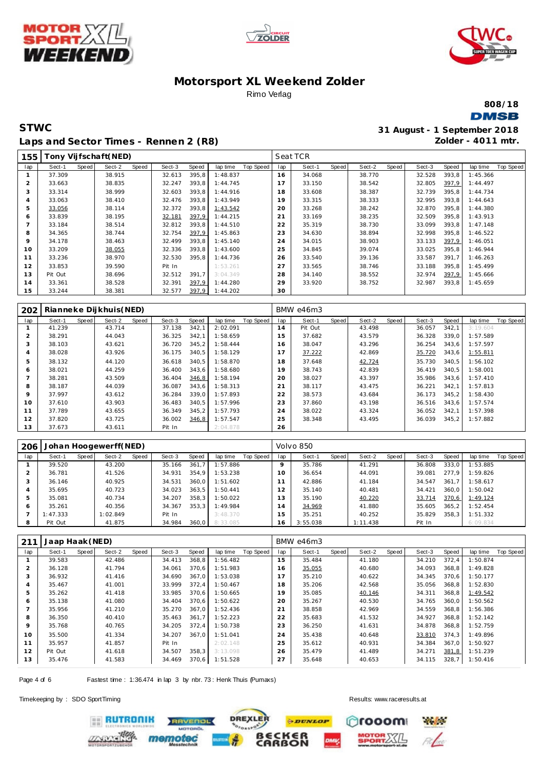# Motorsport XL Weekend Zolder

Rimo Verlag

808/18

## STWC

31 August - 1 September 2018

## Laps and Sector Times - Rennen 2 (R8)

Zolder - 4011 mtr.

| 155 | Tony Vijfschaft(NED) | | | | | | | | | Seat TCR | | | | | | | | | |
|---|---|---|---|---|---|---|---|---|---|---|---|---|---|---|---|---|---|---|---|
| lap | Sect-1 | Speed | Sect-2 | Speed | Sect-3 | Speed | lap time | Top Speed | lap | Sect-1 | Speed | Sect-2 | Speed | Sect-3 | Speed | lap time | Top Speed |
| 1 | 37.309 | | 38.915 | | 32.613 | 395,8 | 1:48.837 | | 16 | 34.068 | | 38.770 | | 32.528 | 393,8 | 1:45.366 | |
| 2 | 33.663 | | 38.835 | | 32.247 | 393,8 | 1:44.745 | | 17 | 33.150 | | 38.542 | | 32.805 | 397,9 | 1:44.497 | |
| 3 | 33.314 | | 38.999 | | 32.603 | 393,8 | 1:44.916 | | 18 | 33.608 | | 38.387 | | 32.739 | 395,8 | 1:44.734 | |
| 4 | 33.063 | | 38.410 | | 32.476 | 393,8 | 1:43.949 | | 19 | 33.315 | | 38.333 | | 32.995 | 393,8 | 1:44.643 | |
| 5 | 33.056 | | 38.114 | | 32.372 | 393,8 | 1:43.542 | | 20 | 33.268 | | 38.242 | | 32.870 | 395,8 | 1:44.380 | |
| 6 | 33.839 | | 38.195 | | 32.181 | 397,9 | 1:44.215 | | 21 | 33.169 | | 38.235 | | 32.509 | 395,8 | 1:43.913 | |
| 7 | 33.184 | | 38.514 | | 32.812 | 393,8 | 1:44.510 | | 22 | 35.319 | | 38.730 | | 33.099 | 393,8 | 1:47.148 | |
| 8 | 34.365 | | 38.744 | | 32.754 | 397,9 | 1:45.863 | | 23 | 34.630 | | 38.894 | | 32.998 | 395,8 | 1:46.522 | |
| 9 | 34.178 | | 38.463 | | 32.499 | 393,8 | 1:45.140 | | 24 | 34.015 | | 38.903 | | 33.133 | 397,9 | 1:46.051 | |
| 10 | 33.209 | | 38.055 | | 32.336 | 393,8 | 1:43.600 | | 25 | 34.845 | | 39.074 | | 33.025 | 395,8 | 1:46.944 | |
| 11 | 33.236 | | 38.970 | | 32.530 | 395,8 | 1:44.736 | | 26 | 33.540 | | 39.136 | | 33.587 | 391,7 | 1:46.263 | |
| 12 | 33.853 | | 39.590 | | Pit In | | 1:53.261 | | 27 | 33.565 | | 38.746 | | 33.188 | 395,8 | 1:45.499 | |
| 13 | Pit Out | | 38.696 | | 32.512 | 391,7 | 3:04.349 | | 28 | 34.140 | | 38.552 | | 32.974 | 397,9 | 1:45.666 | |
| 14 | 33.361 | | 38.528 | | 32.391 | 397,9 | 1:44.280 | | 29 | 33.920 | | 38.752 | | 32.987 | 393,8 | 1:45.659 | |
| 15 | 33.244 | | 38.381 | | 32.577 | 397,9 | 1:44.202 | | 30 | | | | | | | | |

| 202 | Rianneke Dijkhuis(NED) | | | | | | | | | BMW e46m3 | | | | | | | | | |
|---|---|---|---|---|---|---|---|---|---|---|---|---|---|---|---|---|---|---|---|
| lap | Sect-1 | Speed | Sect-2 | Speed | Sect-3 | Speed | lap time | Top Speed | lap | Sect-1 | Speed | Sect-2 | Speed | Sect-3 | Speed | lap time | Top Speed |
| 1 | 41.239 | | 43.714 | | 37.138 | 342,1 | 2:02.091 | | 14 | Pit Out | | 43.498 | | 36.057 | 342,1 | 3:19.604 | |
| 2 | 38.291 | | 44.043 | | 36.325 | 342,1 | 1:58.659 | | 15 | 37.682 | | 43.579 | | 36.328 | 339,0 | 1:57.589 | |
| 3 | 38.103 | | 43.621 | | 36.720 | 345,2 | 1:58.444 | | 16 | 38.047 | | 43.296 | | 36.254 | 343,6 | 1:57.597 | |
| 4 | 38.028 | | 43.926 | | 36.175 | 340,5 | 1:58.129 | | 17 | 37.222 | | 42.869 | | 35.720 | 343,6 | 1:55.811 | |
| 5 | 38.132 | | 44.120 | | 36.618 | 340,5 | 1:58.870 | | 18 | 37.648 | | 42.724 | | 35.730 | 340,5 | 1:56.102 | |
| 6 | 38.021 | | 44.259 | | 36.400 | 343,6 | 1:58.680 | | 19 | 38.743 | | 42.839 | | 36.419 | 340,5 | 1:58.001 | |
| 7 | 38.281 | | 43.509 | | 36.404 | 346,8 | 1:58.194 | | 20 | 38.027 | | 43.397 | | 35.986 | 343,6 | 1:57.410 | |
| 8 | 38.187 | | 44.039 | | 36.087 | 343,6 | 1:58.313 | | 21 | 38.117 | | 43.475 | | 36.221 | 342,1 | 1:57.813 | |
| 9 | 37.997 | | 43.612 | | 36.284 | 339,0 | 1:57.893 | | 22 | 38.573 | | 43.684 | | 36.173 | 345,2 | 1:58.430 | |
| 10 | 37.610 | | 43.903 | | 36.483 | 340,5 | 1:57.996 | | 23 | 37.860 | | 43.198 | | 36.516 | 343,6 | 1:57.574 | |
| 11 | 37.789 | | 43.655 | | 36.349 | 345,2 | 1:57.793 | | 24 | 38.022 | | 43.324 | | 36.052 | 342,1 | 1:57.398 | |
| 12 | 37.820 | | 43.725 | | 36.002 | 346,8 | 1:57.547 | | 25 | 38.348 | | 43.495 | | 36.039 | 345,2 | 1:57.882 | |
| 13 | 37.673 | | 43.611 | | Pit In | | 2:04.878 | | 26 | | | | | | | | |

| 206 | Johan Hoogewerff(NED) | | | | | | | | | Volvo 850 | | | | | | | | | |
|---|---|---|---|---|---|---|---|---|---|---|---|---|---|---|---|---|---|---|---|
| lap | Sect-1 | Speed | Sect-2 | Speed | Sect-3 | Speed | lap time | Top Speed | lap | Sect-1 | Speed | Sect-2 | Speed | Sect-3 | Speed | lap time | Top Speed |
| 1 | 39.520 | | 43.200 | | 35.166 | 361,7 | 1:57.886 | | 9 | 35.786 | | 41.291 | | 36.808 | 333,0 | 1:53.885 | |
| 2 | 36.781 | | 41.526 | | 34.931 | 354,9 | 1:53.238 | | 10 | 36.654 | | 44.091 | | 39.081 | 277,9 | 1:59.826 | |
| 3 | 36.146 | | 40.925 | | 34.531 | 360,0 | 1:51.602 | | 11 | 42.886 | | 41.184 | | 34.547 | 361,7 | 1:58.617 | |
| 4 | 35.695 | | 40.723 | | 34.023 | 363,5 | 1:50.441 | | 12 | 35.140 | | 40.481 | | 34.421 | 360,0 | 1:50.042 | |
| 5 | 35.081 | | 40.734 | | 34.207 | 358,3 | 1:50.022 | | 13 | 35.190 | | 40.220 | | 33.714 | 370,6 | 1:49.124 | |
| 6 | 35.261 | | 40.356 | | 34.367 | 353,3 | 1:49.984 | | 14 | 34.969 | | 41.880 | | 35.605 | 365,2 | 1:52.454 | |
| 7 | 1:47.333 | | 1:02.849 | | Pit In | | 3:48.370 | | 15 | 35.251 | | 40.252 | | 35.829 | 358,3 | 1:51.332 | |
| 8 | Pit Out | | 41.875 | | 34.984 | 360,0 | 8:33.085 | | 16 | 3:55.038 | | 1:11.438 | | Pit In | | 6:09.834 | |

| 211 | Jaap Haak(NED) | | | | | | | | | BMW e46m3 | | | | | | | | | |
|---|---|---|---|---|---|---|---|---|---|---|---|---|---|---|---|---|---|---|---|
| lap | Sect-1 | Speed | Sect-2 | Speed | Sect-3 | Speed | lap time | Top Speed | lap | Sect-1 | Speed | Sect-2 | Speed | Sect-3 | Speed | lap time | Top Speed |
| 1 | 39.583 | | 42.486 | | 34.413 | 368,8 | 1:56.482 | | 15 | 35.484 | | 41.180 | | 34.210 | 372,4 | 1:50.874 | |
| 2 | 36.128 | | 41.794 | | 34.061 | 370,6 | 1:51.983 | | 16 | 35.055 | | 40.680 | | 34.093 | 368,8 | 1:49.828 | |
| 3 | 36.932 | | 41.416 | | 34.690 | 367,0 | 1:53.038 | | 17 | 35.210 | | 40.622 | | 34.345 | 370,6 | 1:50.177 | |
| 4 | 35.467 | | 41.001 | | 33.999 | 372,4 | 1:50.467 | | 18 | 35.206 | | 42.568 | | 35.056 | 368,8 | 1:52.830 | |
| 5 | 35.262 | | 41.418 | | 33.985 | 370,6 | 1:50.665 | | 19 | 35.085 | | 40.146 | | 34.311 | 368,8 | 1:49.542 | |
| 6 | 35.138 | | 41.080 | | 34.404 | 370,6 | 1:50.622 | | 20 | 35.267 | | 40.530 | | 34.765 | 360,0 | 1:50.562 | |
| 7 | 35.956 | | 41.210 | | 35.270 | 367,0 | 1:52.436 | | 21 | 38.858 | | 42.969 | | 34.559 | 368,8 | 1:56.386 | |
| 8 | 36.350 | | 40.410 | | 35.463 | 361,7 | 1:52.223 | | 22 | 35.683 | | 41.532 | | 34.927 | 368,8 | 1:52.142 | |
| 9 | 35.768 | | 40.765 | | 34.205 | 372,4 | 1:50.738 | | 23 | 36.250 | | 41.631 | | 34.878 | 368,8 | 1:52.759 | |
| 10 | 35.500 | | 41.334 | | 34.207 | 367,0 | 1:51.041 | | 24 | 35.438 | | 40.648 | | 33.810 | 374,3 | 1:49.896 | |
| 11 | 35.957 | | 41.857 | | Pit In | | 2:02.148 | | 25 | 35.612 | | 40.931 | | 34.384 | 367,0 | 1:50.927 | |
| 12 | Pit Out | | 41.618 | | 34.507 | 358,3 | 3:13.098 | | 26 | 35.479 | | 41.489 | | 34.271 | 381,8 | 1:51.239 | |
| 13 | 35.476 | | 41.583 | | 34.469 | 370,6 | 1:51.528 | | 27 | 35.648 | | 40.653 | | 34.115 | 328,7 | 1:50.416 | |

Fastest time : 1:36.474 in lap 3 by nbr. 73 : Henk Thuis (Pumaxs)

Timekeeping by : SDO SportTiming

Results: www.raceresults.at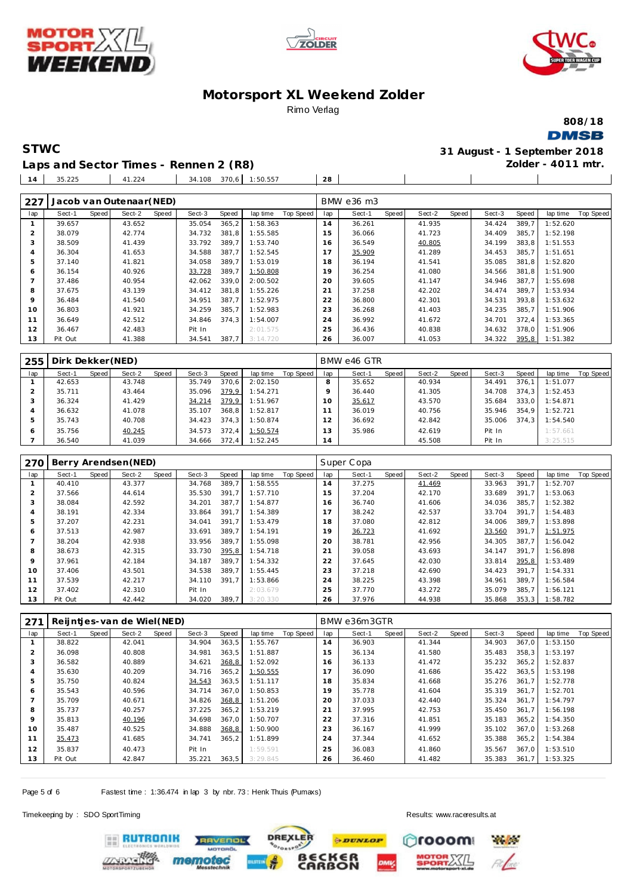# Motorsport XL Weekend Zolder

Rimo Verlag

808/18

**STWC**

**Laps and Sector Times - Rennen 2 (R8)**

31 August - 1 September 2018

Zolder - 4011 mtr.

| lap | Sect-1 | Speed | Sect-2 | Speed | Sect-3 | Speed | lap time | Top Speed | lap | Sect-1 | Speed | Sect-2 | Speed | Sect-3 | Speed | lap time | Top Speed |
|---|---|---|---|---|---|---|---|---|---|---|---|---|---|---|---|---|---|
| 14 | 35.225 | | 41.224 | | 34.108 | 370,6 | 1:50.557 | | 28 | | | | | | | | |

## 227 Jacob van Outenaar(NED) — BMW e36 m3

| lap | Sect-1 | Speed | Sect-2 | Speed | Sect-3 | Speed | lap time | Top Speed | lap | Sect-1 | Speed | Sect-2 | Speed | Sect-3 | Speed | lap time | Top Speed |
|---|---|---|---|---|---|---|---|---|---|---|---|---|---|---|---|---|---|
| 1 | 39.657 | | 43.652 | | 35.054 | 365,2 | 1:58.363 | | 14 | 36.261 | | 41.935 | | 34.424 | 389,7 | 1:52.620 | |
| 2 | 38.079 | | 42.774 | | 34.732 | 381,8 | 1:55.585 | | 15 | 36.066 | | 41.723 | | 34.409 | 385,7 | 1:52.198 | |
| 3 | 38.509 | | 41.439 | | 33.792 | 389,7 | 1:53.740 | | 16 | 36.549 | | 40.805 | | 34.199 | 383,8 | 1:51.553 | |
| 4 | 36.304 | | 41.653 | | 34.588 | 387,7 | 1:52.545 | | 17 | 35.909 | | 41.289 | | 34.453 | 385,7 | 1:51.651 | |
| 5 | 37.140 | | 41.821 | | 34.058 | 389,7 | 1:53.019 | | 18 | 36.194 | | 41.541 | | 35.085 | 381,8 | 1:52.820 | |
| 6 | 36.154 | | 40.926 | | 33.728 | 389,7 | 1:50.808 | | 19 | 36.254 | | 41.080 | | 34.566 | 381,8 | 1:51.900 | |
| 7 | 37.486 | | 40.954 | | 42.062 | 339,0 | 2:00.502 | | 20 | 39.605 | | 41.147 | | 34.946 | 387,7 | 1:55.698 | |
| 8 | 37.675 | | 43.139 | | 34.412 | 381,8 | 1:55.226 | | 21 | 37.258 | | 42.202 | | 34.474 | 389,7 | 1:53.934 | |
| 9 | 36.484 | | 41.540 | | 34.951 | 387,7 | 1:52.975 | | 22 | 36.800 | | 42.301 | | 34.531 | 393,8 | 1:53.632 | |
| 10 | 36.803 | | 41.921 | | 34.259 | 385,7 | 1:52.983 | | 23 | 36.268 | | 41.403 | | 34.235 | 385,7 | 1:51.906 | |
| 11 | 36.649 | | 42.512 | | 34.846 | 374,3 | 1:54.007 | | 24 | 36.992 | | 41.672 | | 34.701 | 372,4 | 1:53.365 | |
| 12 | 36.467 | | 42.483 | | Pit In | | 2:01.575 | | 25 | 36.436 | | 40.838 | | 34.632 | 378,0 | 1:51.906 | |
| 13 | Pit Out | | 41.388 | | 34.541 | 387,7 | 3:14.720 | | 26 | 36.007 | | 41.053 | | 34.322 | 395,8 | 1:51.382 | |

## 255 Dirk Dekker(NED) — BMW e46 GTR

| lap | Sect-1 | Speed | Sect-2 | Speed | Sect-3 | Speed | lap time | Top Speed | lap | Sect-1 | Speed | Sect-2 | Speed | Sect-3 | Speed | lap time | Top Speed |
|---|---|---|---|---|---|---|---|---|---|---|---|---|---|---|---|---|---|
| 1 | 42.653 | | 43.748 | | 35.749 | 370,6 | 2:02.150 | | 8 | 35.652 | | 40.934 | | 34.491 | 376,1 | 1:51.077 | |
| 2 | 35.711 | | 43.464 | | 35.096 | 379,9 | 1:54.271 | | 9 | 36.440 | | 41.305 | | 34.708 | 374,3 | 1:52.453 | |
| 3 | 36.324 | | 41.429 | | 34.214 | 379,9 | 1:51.967 | | 10 | 35.617 | | 43.570 | | 35.684 | 333,0 | 1:54.871 | |
| 4 | 36.632 | | 41.078 | | 35.107 | 368,8 | 1:52.817 | | 11 | 36.019 | | 40.756 | | 35.946 | 354,9 | 1:52.721 | |
| 5 | 35.743 | | 40.708 | | 34.423 | 374,3 | 1:50.874 | | 12 | 36.692 | | 42.842 | | 35.006 | 374,3 | 1:54.540 | |
| 6 | 35.756 | | 40.245 | | 34.573 | 372,4 | 1:50.574 | | 13 | 35.986 | | 42.619 | | Pit In | | 1:57.661 | |
| 7 | 36.540 | | 41.039 | | 34.666 | 372,4 | 1:52.245 | | 14 | | | 45.508 | | Pit In | | 3:25.515 | |

## 270 Berry Arendsen(NED) — Super Copa

| lap | Sect-1 | Speed | Sect-2 | Speed | Sect-3 | Speed | lap time | Top Speed | lap | Sect-1 | Speed | Sect-2 | Speed | Sect-3 | Speed | lap time | Top Speed |
|---|---|---|---|---|---|---|---|---|---|---|---|---|---|---|---|---|---|
| 1 | 40.410 | | 43.377 | | 34.768 | 389,7 | 1:58.555 | | 14 | 37.275 | | 41.469 | | 33.963 | 391,7 | 1:52.707 | |
| 2 | 37.566 | | 44.614 | | 35.530 | 391,7 | 1:57.710 | | 15 | 37.204 | | 42.170 | | 33.689 | 391,7 | 1:53.063 | |
| 3 | 38.084 | | 42.592 | | 34.201 | 387,7 | 1:54.877 | | 16 | 36.740 | | 41.606 | | 34.036 | 385,7 | 1:52.382 | |
| 4 | 38.191 | | 42.334 | | 33.864 | 391,7 | 1:54.389 | | 17 | 38.242 | | 42.537 | | 33.704 | 391,7 | 1:54.483 | |
| 5 | 37.207 | | 42.231 | | 34.041 | 391,7 | 1:53.479 | | 18 | 37.080 | | 42.812 | | 34.006 | 389,7 | 1:53.898 | |
| 6 | 37.513 | | 42.987 | | 33.691 | 389,7 | 1:54.191 | | 19 | 36.723 | | 41.692 | | 33.560 | 391,7 | 1:51.975 | |
| 7 | 38.204 | | 42.938 | | 33.956 | 389,7 | 1:55.098 | | 20 | 38.781 | | 42.956 | | 34.305 | 387,7 | 1:56.042 | |
| 8 | 38.673 | | 42.315 | | 33.730 | 395,8 | 1:54.718 | | 21 | 39.058 | | 43.693 | | 34.147 | 391,7 | 1:56.898 | |
| 9 | 37.961 | | 42.184 | | 34.187 | 389,7 | 1:54.332 | | 22 | 37.645 | | 42.030 | | 33.814 | 395,8 | 1:53.489 | |
| 10 | 37.406 | | 43.501 | | 34.538 | 389,7 | 1:55.445 | | 23 | 37.218 | | 42.690 | | 34.423 | 391,7 | 1:54.331 | |
| 11 | 37.539 | | 42.217 | | 34.110 | 391,7 | 1:53.866 | | 24 | 38.225 | | 43.398 | | 34.961 | 389,7 | 1:56.584 | |
| 12 | 37.402 | | 42.310 | | Pit In | | 2:03.679 | | 25 | 37.770 | | 43.272 | | 35.079 | 385,7 | 1:56.121 | |
| 13 | Pit Out | | 42.442 | | 34.020 | 389,7 | 3:20.330 | | 26 | 37.976 | | 44.938 | | 35.868 | 353,3 | 1:58.782 | |

## 271 Reijntjes-van de Wiel(NED) — BMW e36m3GTR

| lap | Sect-1 | Speed | Sect-2 | Speed | Sect-3 | Speed | lap time | Top Speed | lap | Sect-1 | Speed | Sect-2 | Speed | Sect-3 | Speed | lap time | Top Speed |
|---|---|---|---|---|---|---|---|---|---|---|---|---|---|---|---|---|---|
| 1 | 38.822 | | 42.041 | | 34.904 | 363,5 | 1:55.767 | | 14 | 36.903 | | 41.344 | | 34.903 | 367,0 | 1:53.150 | |
| 2 | 36.098 | | 40.808 | | 34.981 | 363,5 | 1:51.887 | | 15 | 36.134 | | 41.580 | | 35.483 | 358,3 | 1:53.197 | |
| 3 | 36.582 | | 40.889 | | 34.621 | 368,8 | 1:52.092 | | 16 | 36.133 | | 41.472 | | 35.232 | 365,2 | 1:52.837 | |
| 4 | 35.630 | | 40.209 | | 34.716 | 365,2 | 1:50.555 | | 17 | 36.090 | | 41.686 | | 35.422 | 363,5 | 1:53.198 | |
| 5 | 35.750 | | 40.824 | | 34.543 | 363,5 | 1:51.117 | | 18 | 35.834 | | 41.668 | | 35.276 | 361,7 | 1:52.778 | |
| 6 | 35.543 | | 40.596 | | 34.714 | 367,0 | 1:50.853 | | 19 | 35.778 | | 41.604 | | 35.319 | 361,7 | 1:52.701 | |
| 7 | 35.709 | | 40.671 | | 34.826 | 368,8 | 1:51.206 | | 20 | 37.033 | | 42.440 | | 35.324 | 361,7 | 1:54.797 | |
| 8 | 35.737 | | 40.257 | | 37.225 | 365,2 | 1:53.219 | | 21 | 37.995 | | 42.753 | | 35.450 | 361,7 | 1:56.198 | |
| 9 | 35.813 | | 40.196 | | 34.698 | 367,0 | 1:50.707 | | 22 | 37.316 | | 41.851 | | 35.183 | 365,2 | 1:54.350 | |
| 10 | 35.487 | | 40.525 | | 34.888 | 368,8 | 1:50.900 | | 23 | 36.167 | | 41.999 | | 35.102 | 367,0 | 1:53.268 | |
| 11 | 35.473 | | 41.685 | | 34.741 | 365,2 | 1:51.899 | | 24 | 37.344 | | 41.652 | | 35.388 | 365,2 | 1:54.384 | |
| 12 | 35.837 | | 40.473 | | Pit In | | 1:59.591 | | 25 | 36.083 | | 41.860 | | 35.567 | 367,0 | 1:53.510 | |
| 13 | Pit Out | | 42.847 | | 35.221 | 363,5 | 3:29.845 | | 26 | 36.460 | | 41.482 | | 35.383 | 361,7 | 1:53.325 | |

Fastest time : 1:36.474 in lap 3 by nbr. 73 : Henk Thuis (Pumaxs)

Timekeeping by : SDO SportTiming

Results: www.raceresults.at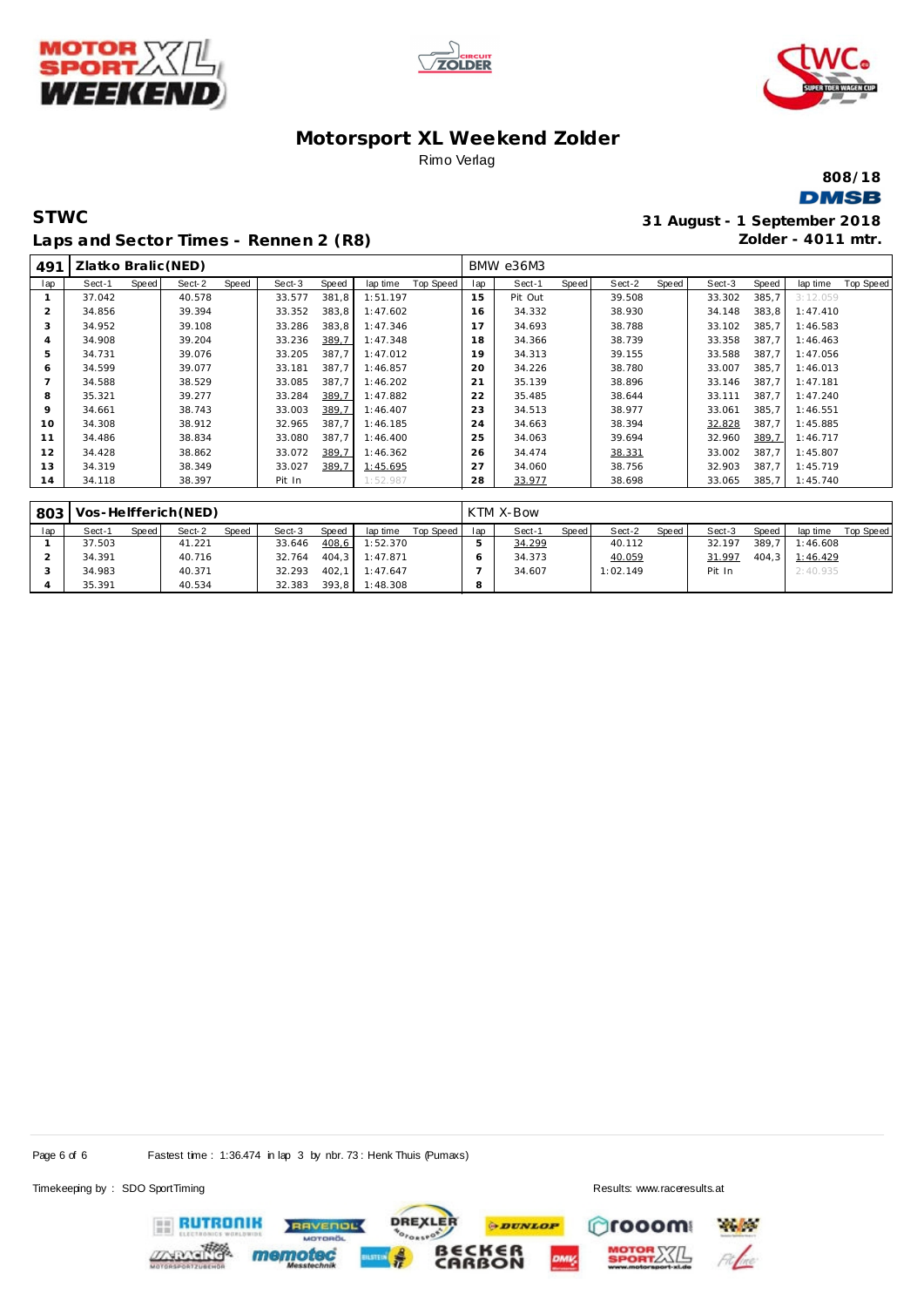# Motorsport XL Weekend Zolder

Rimo Verlag

808/18

DMSB

## STWC

31 August - 1 September 2018

## Laps and Sector Times - Rennen 2 (R8)

Zolder - 4011 mtr.

### 491 Zlatko Bralic(NED) — BMW e36M3

| lap | Sect-1 | Speed | Sect-2 | Speed | Sect-3 | Speed | lap time | Top Speed | lap | Sect-1 | Speed | Sect-2 | Speed | Sect-3 | Speed | lap time | Top Speed |
|---|---|---|---|---|---|---|---|---|---|---|---|---|---|---|---|---|---|
| 1 | 37.042 | | 40.578 | | 33.577 | 381,8 | 1:51.197 | | 15 | Pit Out | | 39.508 | | 33.302 | 385,7 | 3:12.059 | |
| 2 | 34.856 | | 39.394 | | 33.352 | 383,8 | 1:47.602 | | 16 | 34.332 | | 38.930 | | 34.148 | 383,8 | 1:47.410 | |
| 3 | 34.952 | | 39.108 | | 33.286 | 383,8 | 1:47.346 | | 17 | 34.693 | | 38.788 | | 33.102 | 385,7 | 1:46.583 | |
| 4 | 34.908 | | 39.204 | | 33.236 | 389,7 | 1:47.348 | | 18 | 34.366 | | 38.739 | | 33.358 | 387,7 | 1:46.463 | |
| 5 | 34.731 | | 39.076 | | 33.205 | 387,7 | 1:47.012 | | 19 | 34.313 | | 39.155 | | 33.588 | 387,7 | 1:47.056 | |
| 6 | 34.599 | | 39.077 | | 33.181 | 387,7 | 1:46.857 | | 20 | 34.226 | | 38.780 | | 33.007 | 385,7 | 1:46.013 | |
| 7 | 34.588 | | 38.529 | | 33.085 | 387,7 | 1:46.202 | | 21 | 35.139 | | 38.896 | | 33.146 | 387,7 | 1:47.181 | |
| 8 | 35.321 | | 39.277 | | 33.284 | 389,7 | 1:47.882 | | 22 | 35.485 | | 38.644 | | 33.111 | 387,7 | 1:47.240 | |
| 9 | 34.661 | | 38.743 | | 33.003 | 389,7 | 1:46.407 | | 23 | 34.513 | | 38.977 | | 33.061 | 385,7 | 1:46.551 | |
| 10 | 34.308 | | 38.912 | | 32.965 | 387,7 | 1:46.185 | | 24 | 34.663 | | 38.394 | | 32.828 | 387,7 | 1:45.885 | |
| 11 | 34.486 | | 38.834 | | 33.080 | 387,7 | 1:46.400 | | 25 | 34.063 | | 39.694 | | 32.960 | 389,7 | 1:46.717 | |
| 12 | 34.428 | | 38.862 | | 33.072 | 389,7 | 1:46.362 | | 26 | 34.474 | | 38.331 | | 33.002 | 387,7 | 1:45.807 | |
| 13 | 34.319 | | 38.349 | | 33.027 | 389,7 | 1:45.695 | | 27 | 34.060 | | 38.756 | | 32.903 | 387,7 | 1:45.719 | |
| 14 | 34.118 | | 38.397 | | Pit In | | 1:52.987 | | 28 | 33.977 | | 38.698 | | 33.065 | 385,7 | 1:45.740 | |

### 803 Vos-Helfferich(NED) — KTM X-Bow

| lap | Sect-1 | Speed | Sect-2 | Speed | Sect-3 | Speed | lap time | Top Speed | lap | Sect-1 | Speed | Sect-2 | Speed | Sect-3 | Speed | lap time | Top Speed |
|---|---|---|---|---|---|---|---|---|---|---|---|---|---|---|---|---|---|
| 1 | 37.503 | | 41.221 | | 33.646 | 408,6 | 1:52.370 | | 5 | 34.299 | | 40.112 | | 32.197 | 389,7 | 1:46.608 | |
| 2 | 34.391 | | 40.716 | | 32.764 | 404,3 | 1:47.871 | | 6 | 34.373 | | 40.059 | | 31.997 | 404,3 | 1:46.429 | |
| 3 | 34.983 | | 40.371 | | 32.293 | 402,1 | 1:47.647 | | 7 | 34.607 | | 1:02.149 | | Pit In | | 2:40.935 | |
| 4 | 35.391 | | 40.534 | | 32.383 | 393,8 | 1:48.308 | | 8 | | | | | | | | |

Fastest time : 1:36.474 in lap 3 by nbr. 73 : Henk Thuis (Pumaxs)

Timekeeping by : SDO SportTiming

Results: www.raceresults.at